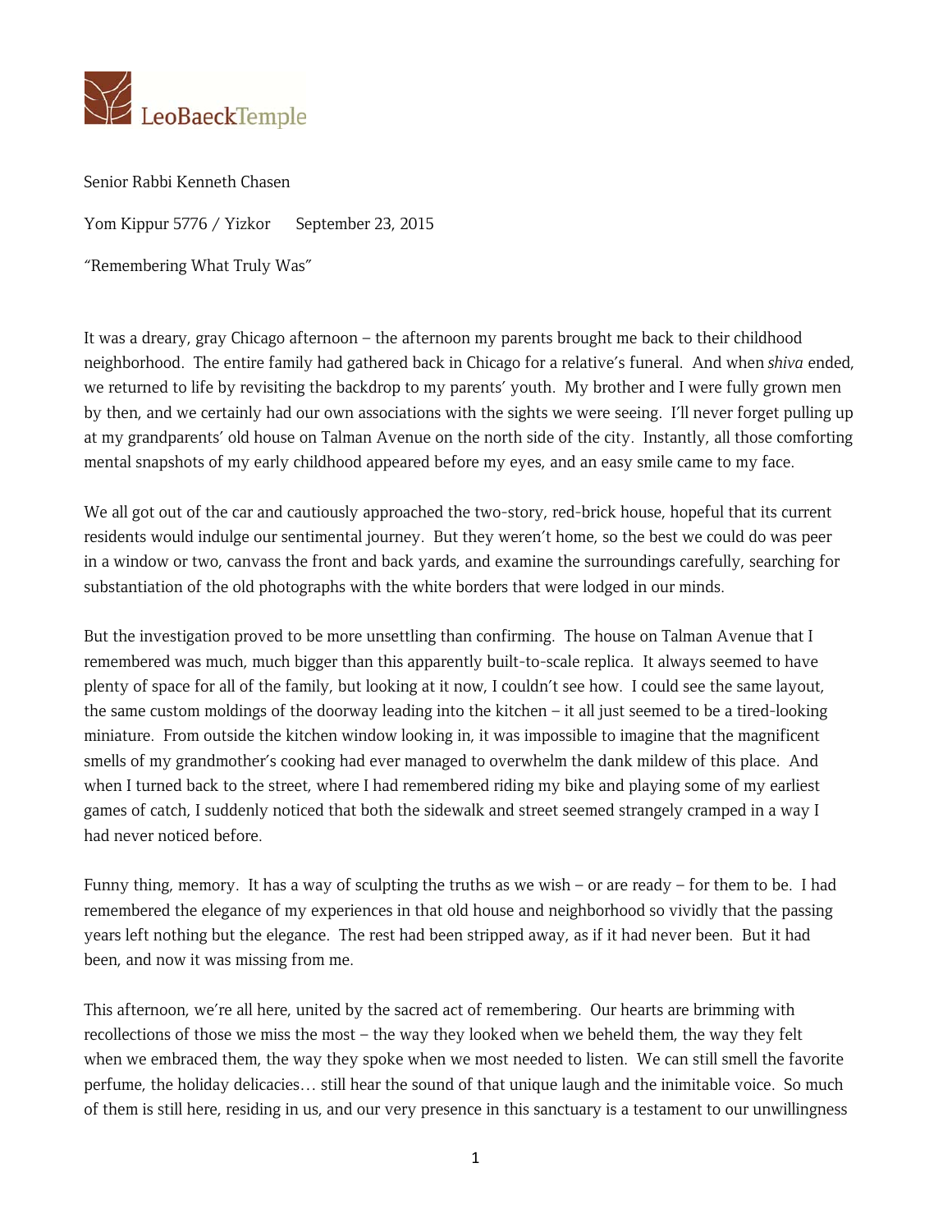LeoBaeckTemple

Senior Rabbi Kenneth Chasen

Yom Kippur 5776 / Yizkor     September 23, 2015

"Remembering What Truly Was"

It was a dreary, gray Chicago afternoon – the afternoon my parents brought me back to their childhood neighborhood. The entire family had gathered back in Chicago for a relative's funeral. And when *shiva* ended, we returned to life by revisiting the backdrop to my parents' youth. My brother and I were fully grown men by then, and we certainly had our own associations with the sights we were seeing. I'll never forget pulling up at my grandparents' old house on Talman Avenue on the north side of the city. Instantly, all those comforting mental snapshots of my early childhood appeared before my eyes, and an easy smile came to my face.

We all got out of the car and cautiously approached the two-story, red-brick house, hopeful that its current residents would indulge our sentimental journey. But they weren't home, so the best we could do was peer in a window or two, canvass the front and back yards, and examine the surroundings carefully, searching for substantiation of the old photographs with the white borders that were lodged in our minds.

But the investigation proved to be more unsettling than confirming. The house on Talman Avenue that I remembered was much, much bigger than this apparently built-to-scale replica. It always seemed to have plenty of space for all of the family, but looking at it now, I couldn't see how. I could see the same layout, the same custom moldings of the doorway leading into the kitchen – it all just seemed to be a tired-looking miniature. From outside the kitchen window looking in, it was impossible to imagine that the magnificent smells of my grandmother's cooking had ever managed to overwhelm the dank mildew of this place. And when I turned back to the street, where I had remembered riding my bike and playing some of my earliest games of catch, I suddenly noticed that both the sidewalk and street seemed strangely cramped in a way I had never noticed before.

Funny thing, memory. It has a way of sculpting the truths as we wish – or are ready – for them to be. I had remembered the elegance of my experiences in that old house and neighborhood so vividly that the passing years left nothing but the elegance. The rest had been stripped away, as if it had never been. But it had been, and now it was missing from me.

This afternoon, we're all here, united by the sacred act of remembering. Our hearts are brimming with recollections of those we miss the most – the way they looked when we beheld them, the way they felt when we embraced them, the way they spoke when we most needed to listen. We can still smell the favorite perfume, the holiday delicacies… still hear the sound of that unique laugh and the inimitable voice. So much of them is still here, residing in us, and our very presence in this sanctuary is a testament to our unwillingness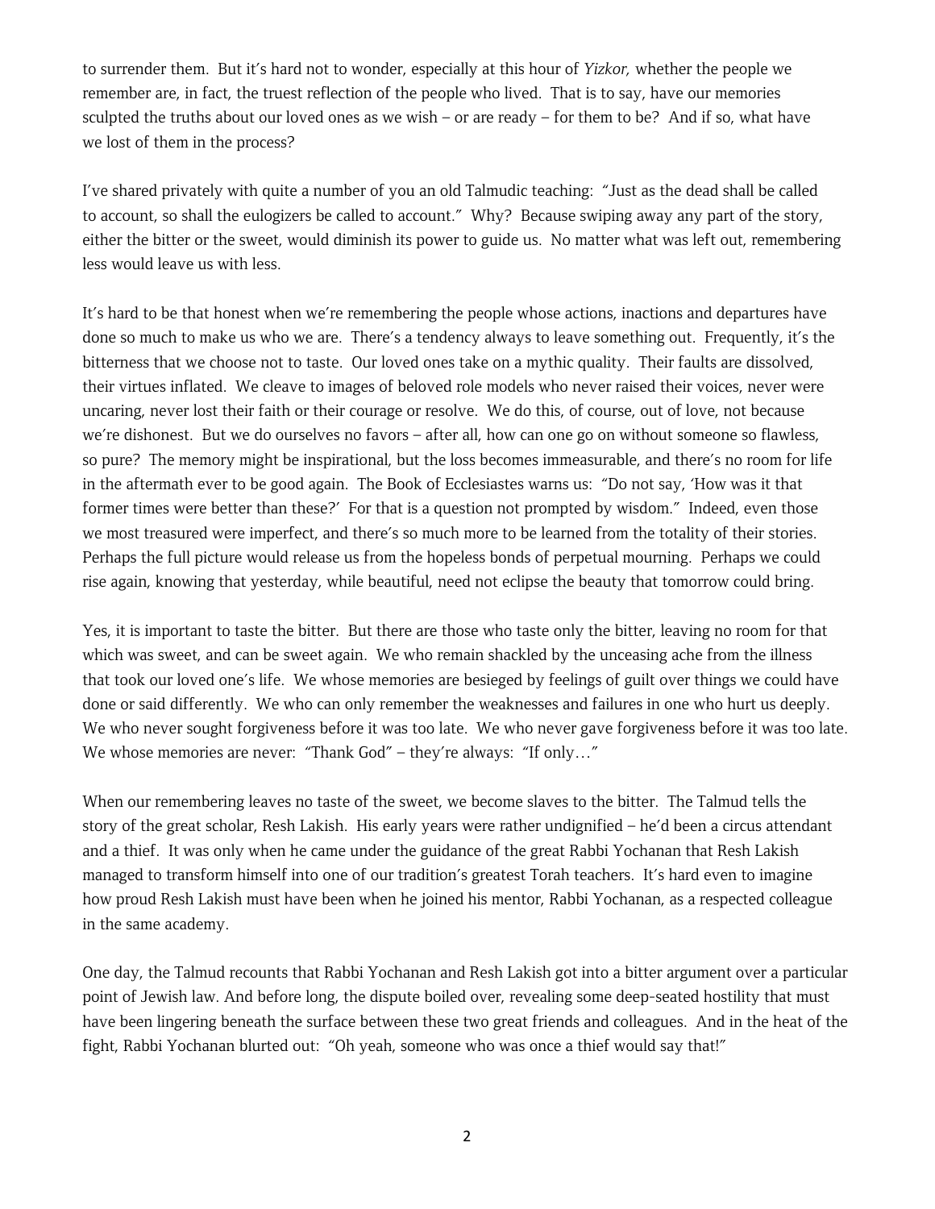to surrender them. But it's hard not to wonder, especially at this hour of *Yizkor,* whether the people we remember are, in fact, the truest reflection of the people who lived. That is to say, have our memories sculpted the truths about our loved ones as we wish – or are ready – for them to be? And if so, what have we lost of them in the process?

I've shared privately with quite a number of you an old Talmudic teaching: "Just as the dead shall be called to account, so shall the eulogizers be called to account." Why? Because swiping away any part of the story, either the bitter or the sweet, would diminish its power to guide us. No matter what was left out, remembering less would leave us with less.

It's hard to be that honest when we're remembering the people whose actions, inactions and departures have done so much to make us who we are. There's a tendency always to leave something out. Frequently, it's the bitterness that we choose not to taste. Our loved ones take on a mythic quality. Their faults are dissolved, their virtues inflated. We cleave to images of beloved role models who never raised their voices, never were uncaring, never lost their faith or their courage or resolve. We do this, of course, out of love, not because we're dishonest. But we do ourselves no favors – after all, how can one go on without someone so flawless, so pure? The memory might be inspirational, but the loss becomes immeasurable, and there's no room for life in the aftermath ever to be good again. The Book of Ecclesiastes warns us: "Do not say, 'How was it that former times were better than these?' For that is a question not prompted by wisdom." Indeed, even those we most treasured were imperfect, and there's so much more to be learned from the totality of their stories. Perhaps the full picture would release us from the hopeless bonds of perpetual mourning. Perhaps we could rise again, knowing that yesterday, while beautiful, need not eclipse the beauty that tomorrow could bring.

Yes, it is important to taste the bitter. But there are those who taste only the bitter, leaving no room for that which was sweet, and can be sweet again. We who remain shackled by the unceasing ache from the illness that took our loved one's life. We whose memories are besieged by feelings of guilt over things we could have done or said differently. We who can only remember the weaknesses and failures in one who hurt us deeply. We who never sought forgiveness before it was too late. We who never gave forgiveness before it was too late. We whose memories are never: "Thank God" – they're always: "If only…"

When our remembering leaves no taste of the sweet, we become slaves to the bitter. The Talmud tells the story of the great scholar, Resh Lakish. His early years were rather undignified – he'd been a circus attendant and a thief. It was only when he came under the guidance of the great Rabbi Yochanan that Resh Lakish managed to transform himself into one of our tradition's greatest Torah teachers. It's hard even to imagine how proud Resh Lakish must have been when he joined his mentor, Rabbi Yochanan, as a respected colleague in the same academy.

One day, the Talmud recounts that Rabbi Yochanan and Resh Lakish got into a bitter argument over a particular point of Jewish law. And before long, the dispute boiled over, revealing some deep-seated hostility that must have been lingering beneath the surface between these two great friends and colleagues. And in the heat of the fight, Rabbi Yochanan blurted out: "Oh yeah, someone who was once a thief would say that!"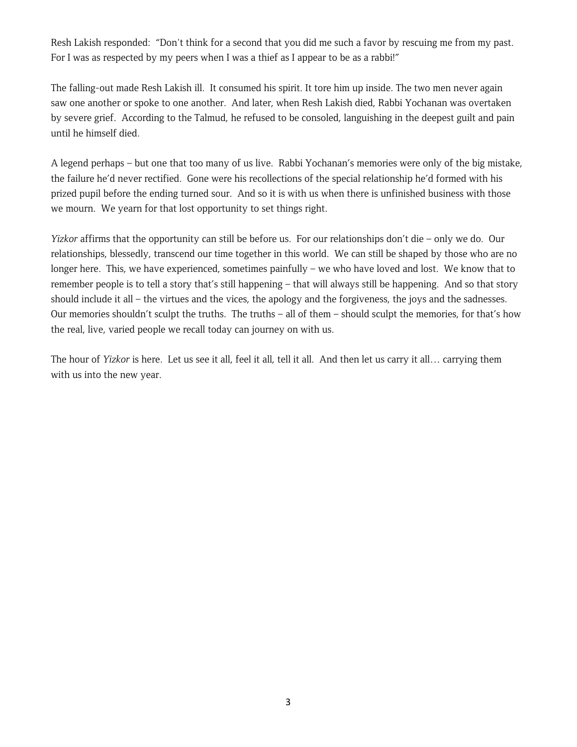Resh Lakish responded: "Don't think for a second that you did me such a favor by rescuing me from my past. For I was as respected by my peers when I was a thief as I appear to be as a rabbi!"

The falling-out made Resh Lakish ill. It consumed his spirit. It tore him up inside. The two men never again saw one another or spoke to one another. And later, when Resh Lakish died, Rabbi Yochanan was overtaken by severe grief. According to the Talmud, he refused to be consoled, languishing in the deepest guilt and pain until he himself died.

A legend perhaps – but one that too many of us live. Rabbi Yochanan's memories were only of the big mistake, the failure he'd never rectified. Gone were his recollections of the special relationship he'd formed with his prized pupil before the ending turned sour. And so it is with us when there is unfinished business with those we mourn. We yearn for that lost opportunity to set things right.

*Yizkor* affirms that the opportunity can still be before us. For our relationships don't die – only we do. Our relationships, blessedly, transcend our time together in this world. We can still be shaped by those who are no longer here. This, we have experienced, sometimes painfully – we who have loved and lost. We know that to remember people is to tell a story that's still happening – that will always still be happening. And so that story should include it all – the virtues and the vices, the apology and the forgiveness, the joys and the sadnesses. Our memories shouldn't sculpt the truths. The truths – all of them – should sculpt the memories, for that's how the real, live, varied people we recall today can journey on with us.

The hour of *Yizkor* is here. Let us see it all, feel it all, tell it all. And then let us carry it all… carrying them with us into the new year.